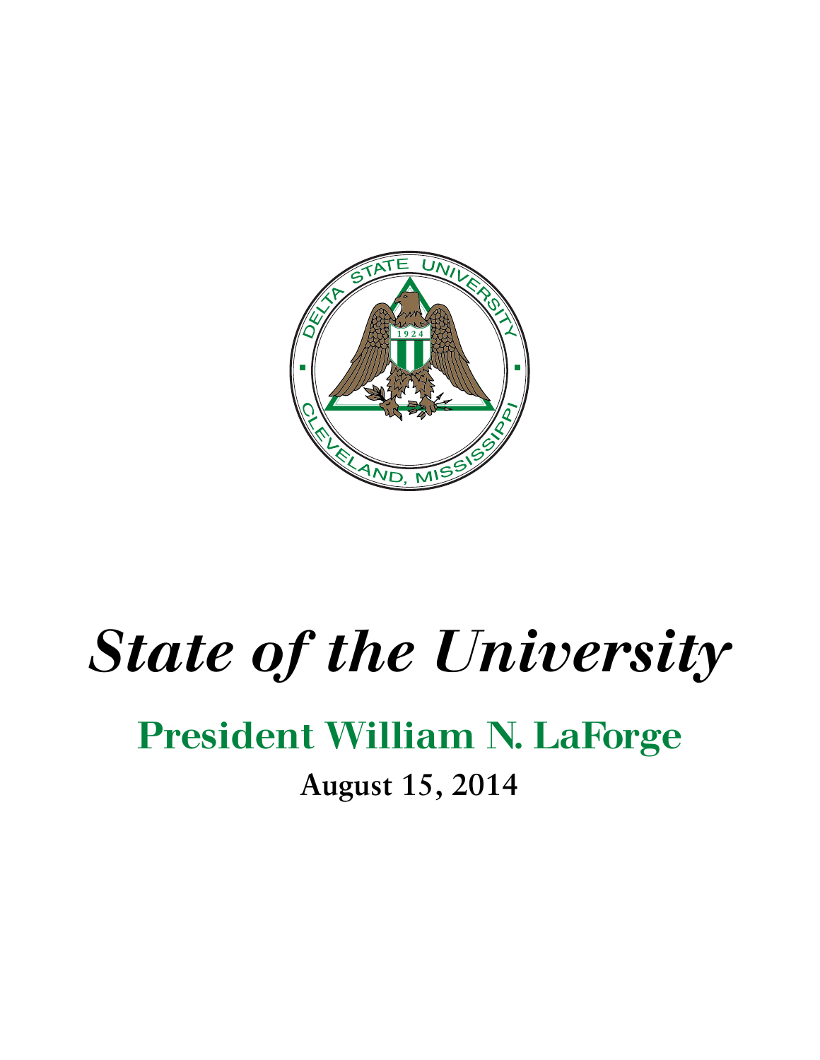# *State of the University*

## President William N. LaForge

**August 15, 2014**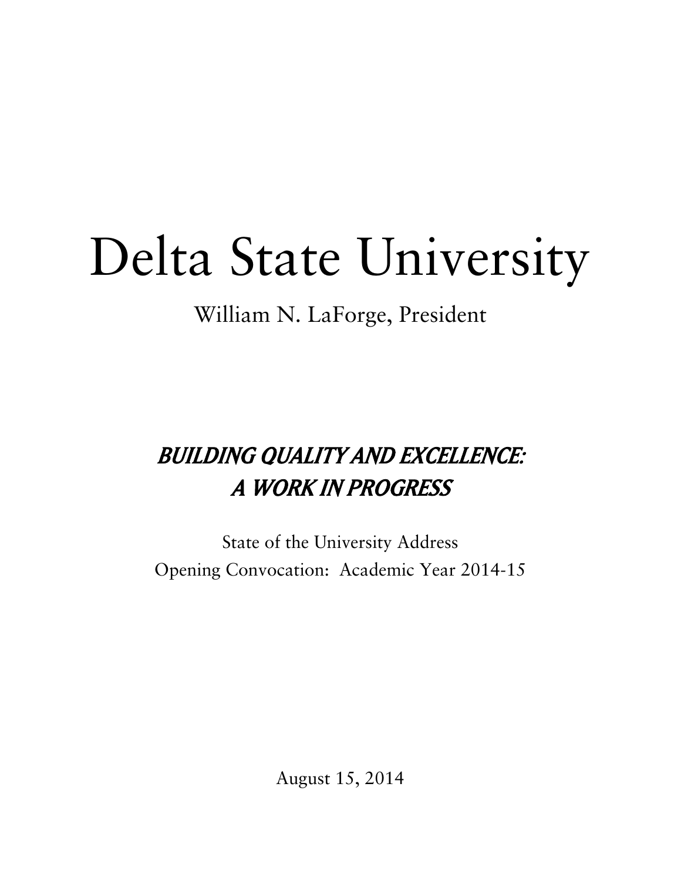# Delta State University

William N. LaForge, President

## *BUILDING QUALITY AND EXCELLENCE: A WORK IN PROGRESS*

State of the University Address
Opening Convocation: Academic Year 2014-15

August 15, 2014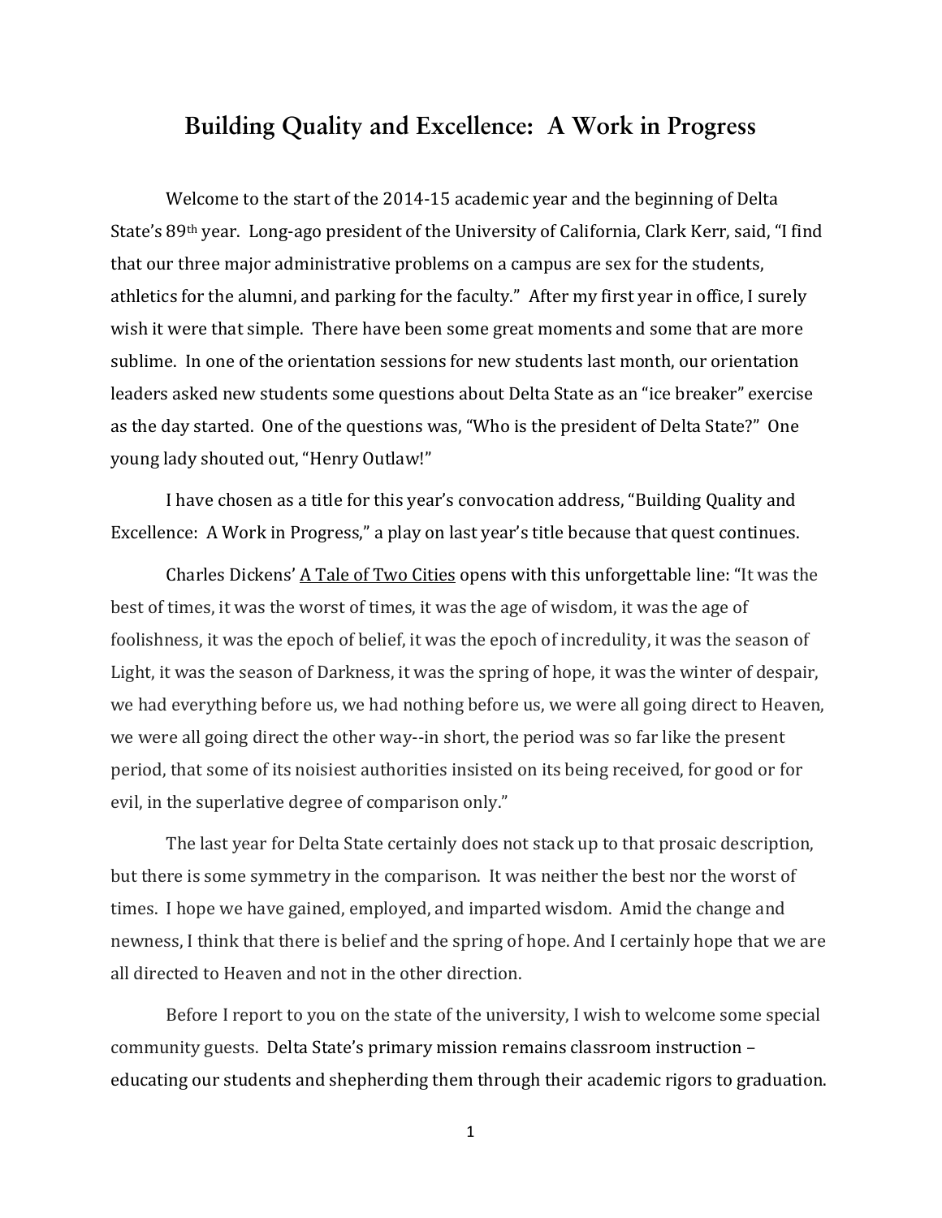# Building Quality and Excellence: A Work in Progress

Welcome to the start of the 2014-15 academic year and the beginning of Delta State's 89th year. Long-ago president of the University of California, Clark Kerr, said, "I find that our three major administrative problems on a campus are sex for the students, athletics for the alumni, and parking for the faculty." After my first year in office, I surely wish it were that simple. There have been some great moments and some that are more sublime. In one of the orientation sessions for new students last month, our orientation leaders asked new students some questions about Delta State as an "ice breaker" exercise as the day started. One of the questions was, "Who is the president of Delta State?" One young lady shouted out, "Henry Outlaw!"

I have chosen as a title for this year's convocation address, "Building Quality and Excellence: A Work in Progress," a play on last year's title because that quest continues.

Charles Dickens' A Tale of Two Cities opens with this unforgettable line: "It was the best of times, it was the worst of times, it was the age of wisdom, it was the age of foolishness, it was the epoch of belief, it was the epoch of incredulity, it was the season of Light, it was the season of Darkness, it was the spring of hope, it was the winter of despair, we had everything before us, we had nothing before us, we were all going direct to Heaven, we were all going direct the other way--in short, the period was so far like the present period, that some of its noisiest authorities insisted on its being received, for good or for evil, in the superlative degree of comparison only."

The last year for Delta State certainly does not stack up to that prosaic description, but there is some symmetry in the comparison. It was neither the best nor the worst of times. I hope we have gained, employed, and imparted wisdom. Amid the change and newness, I think that there is belief and the spring of hope. And I certainly hope that we are all directed to Heaven and not in the other direction.

Before I report to you on the state of the university, I wish to welcome some special community guests. Delta State's primary mission remains classroom instruction – educating our students and shepherding them through their academic rigors to graduation.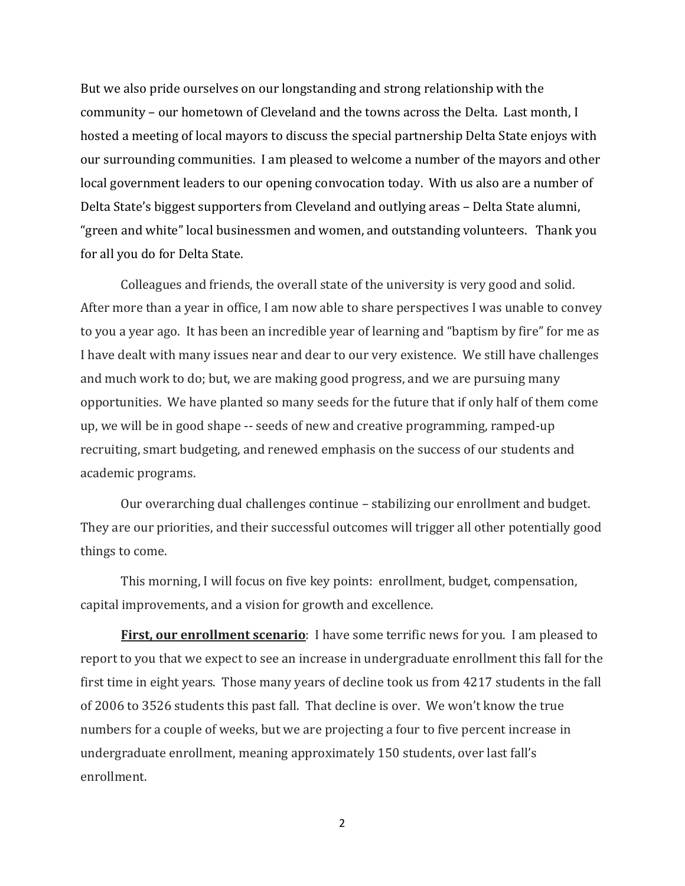But we also pride ourselves on our longstanding and strong relationship with the community – our hometown of Cleveland and the towns across the Delta. Last month, I hosted a meeting of local mayors to discuss the special partnership Delta State enjoys with our surrounding communities. I am pleased to welcome a number of the mayors and other local government leaders to our opening convocation today. With us also are a number of Delta State's biggest supporters from Cleveland and outlying areas – Delta State alumni, "green and white" local businessmen and women, and outstanding volunteers. Thank you for all you do for Delta State.

Colleagues and friends, the overall state of the university is very good and solid. After more than a year in office, I am now able to share perspectives I was unable to convey to you a year ago. It has been an incredible year of learning and "baptism by fire" for me as I have dealt with many issues near and dear to our very existence. We still have challenges and much work to do; but, we are making good progress, and we are pursuing many opportunities. We have planted so many seeds for the future that if only half of them come up, we will be in good shape -- seeds of new and creative programming, ramped-up recruiting, smart budgeting, and renewed emphasis on the success of our students and academic programs.

Our overarching dual challenges continue – stabilizing our enrollment and budget. They are our priorities, and their successful outcomes will trigger all other potentially good things to come.

This morning, I will focus on five key points: enrollment, budget, compensation, capital improvements, and a vision for growth and excellence.

**First, our enrollment scenario**: I have some terrific news for you. I am pleased to report to you that we expect to see an increase in undergraduate enrollment this fall for the first time in eight years. Those many years of decline took us from 4217 students in the fall of 2006 to 3526 students this past fall. That decline is over. We won't know the true numbers for a couple of weeks, but we are projecting a four to five percent increase in undergraduate enrollment, meaning approximately 150 students, over last fall's enrollment.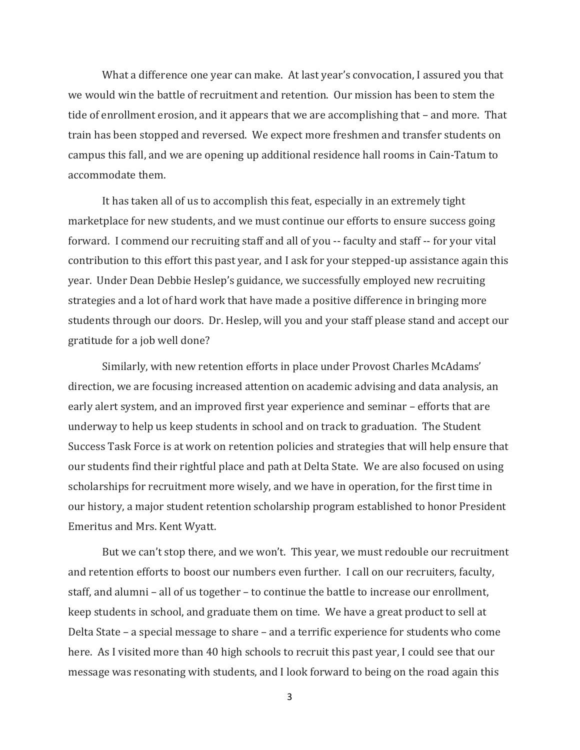What a difference one year can make. At last year's convocation, I assured you that we would win the battle of recruitment and retention. Our mission has been to stem the tide of enrollment erosion, and it appears that we are accomplishing that – and more. That train has been stopped and reversed. We expect more freshmen and transfer students on campus this fall, and we are opening up additional residence hall rooms in Cain-Tatum to accommodate them.

It has taken all of us to accomplish this feat, especially in an extremely tight marketplace for new students, and we must continue our efforts to ensure success going forward. I commend our recruiting staff and all of you -- faculty and staff -- for your vital contribution to this effort this past year, and I ask for your stepped-up assistance again this year. Under Dean Debbie Heslep's guidance, we successfully employed new recruiting strategies and a lot of hard work that have made a positive difference in bringing more students through our doors. Dr. Heslep, will you and your staff please stand and accept our gratitude for a job well done?

Similarly, with new retention efforts in place under Provost Charles McAdams' direction, we are focusing increased attention on academic advising and data analysis, an early alert system, and an improved first year experience and seminar – efforts that are underway to help us keep students in school and on track to graduation. The Student Success Task Force is at work on retention policies and strategies that will help ensure that our students find their rightful place and path at Delta State. We are also focused on using scholarships for recruitment more wisely, and we have in operation, for the first time in our history, a major student retention scholarship program established to honor President Emeritus and Mrs. Kent Wyatt.

But we can't stop there, and we won't. This year, we must redouble our recruitment and retention efforts to boost our numbers even further. I call on our recruiters, faculty, staff, and alumni – all of us together – to continue the battle to increase our enrollment, keep students in school, and graduate them on time. We have a great product to sell at Delta State – a special message to share – and a terrific experience for students who come here. As I visited more than 40 high schools to recruit this past year, I could see that our message was resonating with students, and I look forward to being on the road again this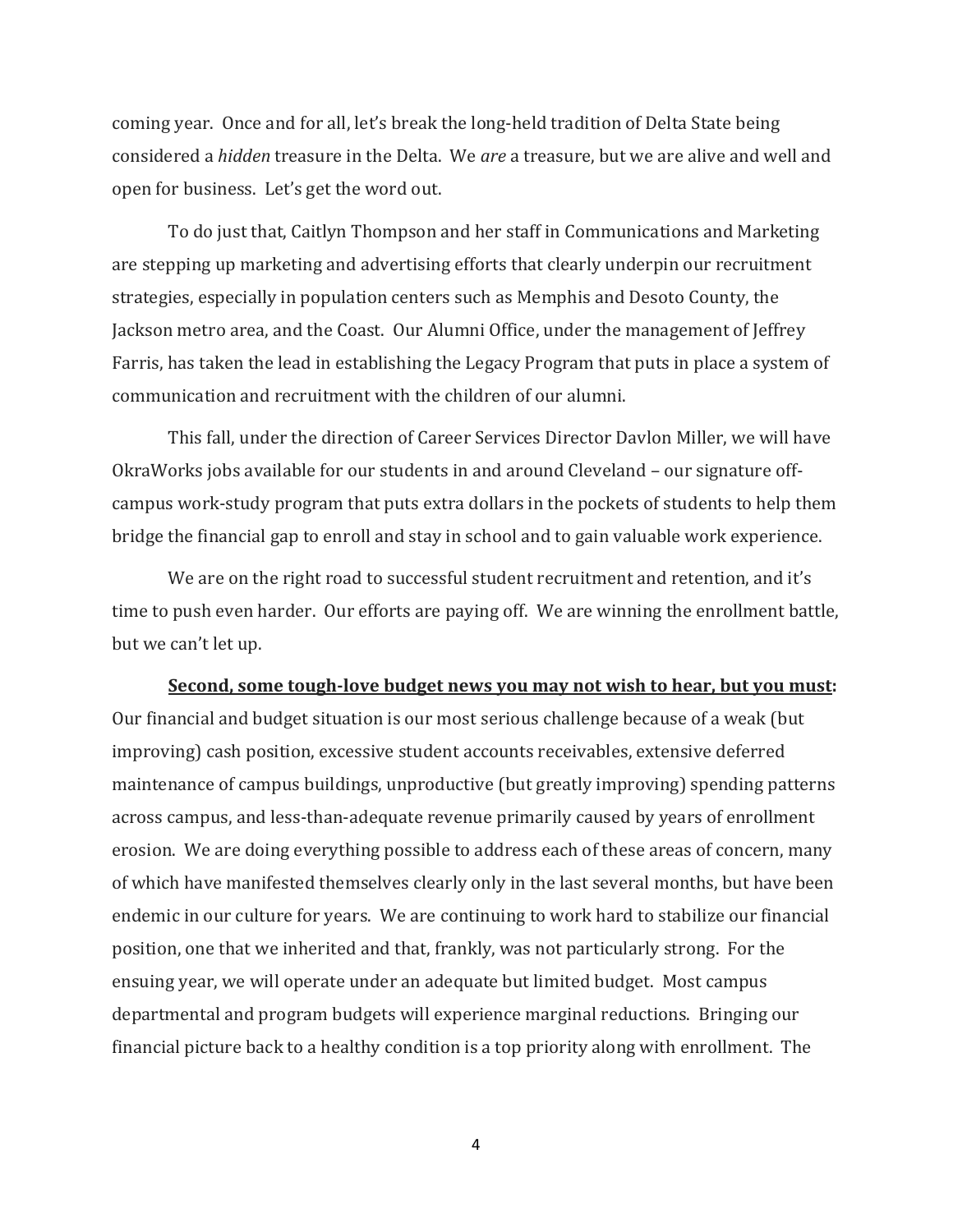coming year. Once and for all, let's break the long-held tradition of Delta State being considered a *hidden* treasure in the Delta. We *are* a treasure, but we are alive and well and open for business. Let's get the word out.

To do just that, Caitlyn Thompson and her staff in Communications and Marketing are stepping up marketing and advertising efforts that clearly underpin our recruitment strategies, especially in population centers such as Memphis and Desoto County, the Jackson metro area, and the Coast. Our Alumni Office, under the management of Jeffrey Farris, has taken the lead in establishing the Legacy Program that puts in place a system of communication and recruitment with the children of our alumni.

This fall, under the direction of Career Services Director Davlon Miller, we will have OkraWorks jobs available for our students in and around Cleveland – our signature off-campus work-study program that puts extra dollars in the pockets of students to help them bridge the financial gap to enroll and stay in school and to gain valuable work experience.

We are on the right road to successful student recruitment and retention, and it's time to push even harder. Our efforts are paying off. We are winning the enrollment battle, but we can't let up.

**Second, some tough-love budget news you may not wish to hear, but you must:** Our financial and budget situation is our most serious challenge because of a weak (but improving) cash position, excessive student accounts receivables, extensive deferred maintenance of campus buildings, unproductive (but greatly improving) spending patterns across campus, and less-than-adequate revenue primarily caused by years of enrollment erosion. We are doing everything possible to address each of these areas of concern, many of which have manifested themselves clearly only in the last several months, but have been endemic in our culture for years. We are continuing to work hard to stabilize our financial position, one that we inherited and that, frankly, was not particularly strong. For the ensuing year, we will operate under an adequate but limited budget. Most campus departmental and program budgets will experience marginal reductions. Bringing our financial picture back to a healthy condition is a top priority along with enrollment. The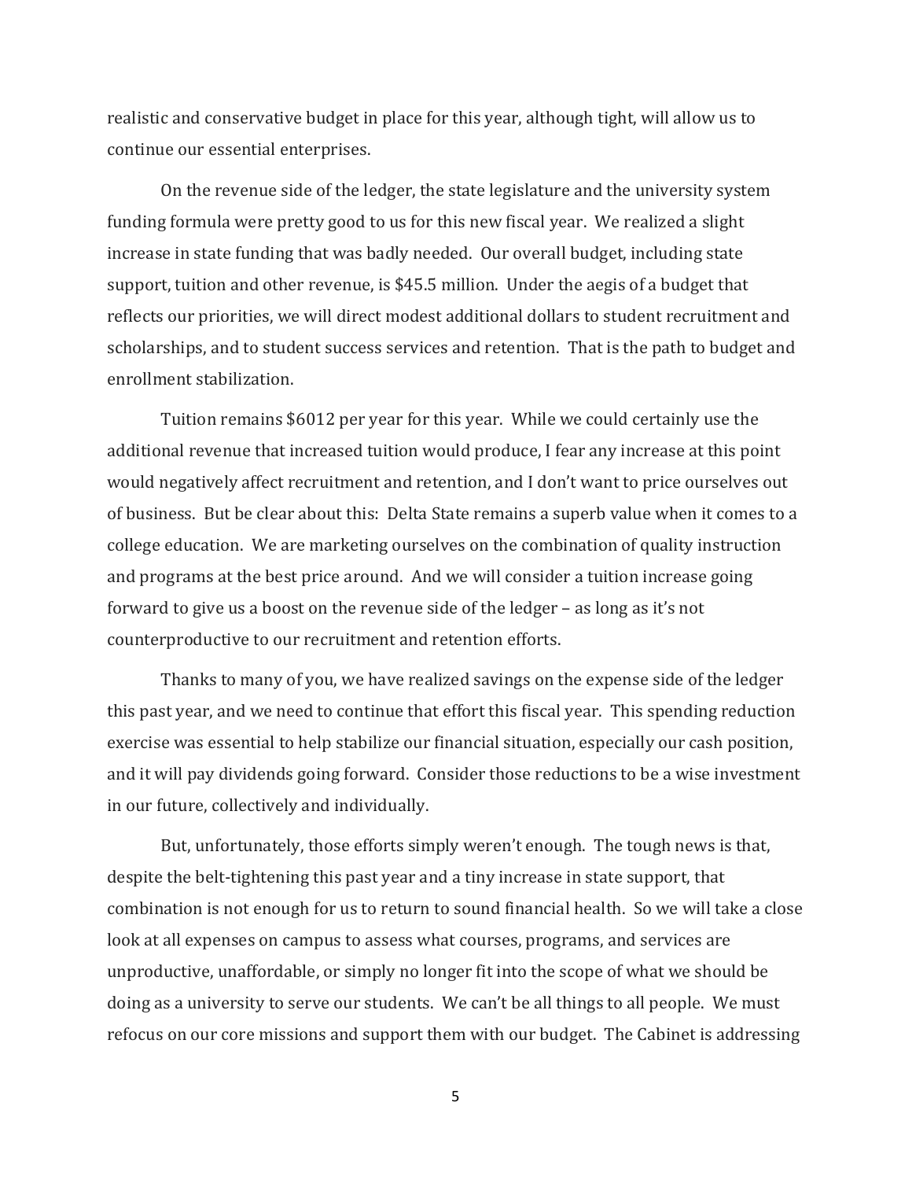realistic and conservative budget in place for this year, although tight, will allow us to continue our essential enterprises.

On the revenue side of the ledger, the state legislature and the university system funding formula were pretty good to us for this new fiscal year. We realized a slight increase in state funding that was badly needed. Our overall budget, including state support, tuition and other revenue, is $45.5 million. Under the aegis of a budget that reflects our priorities, we will direct modest additional dollars to student recruitment and scholarships, and to student success services and retention. That is the path to budget and enrollment stabilization.

Tuition remains $6012 per year for this year. While we could certainly use the additional revenue that increased tuition would produce, I fear any increase at this point would negatively affect recruitment and retention, and I don't want to price ourselves out of business. But be clear about this: Delta State remains a superb value when it comes to a college education. We are marketing ourselves on the combination of quality instruction and programs at the best price around. And we will consider a tuition increase going forward to give us a boost on the revenue side of the ledger – as long as it's not counterproductive to our recruitment and retention efforts.

Thanks to many of you, we have realized savings on the expense side of the ledger this past year, and we need to continue that effort this fiscal year. This spending reduction exercise was essential to help stabilize our financial situation, especially our cash position, and it will pay dividends going forward. Consider those reductions to be a wise investment in our future, collectively and individually.

But, unfortunately, those efforts simply weren't enough. The tough news is that, despite the belt-tightening this past year and a tiny increase in state support, that combination is not enough for us to return to sound financial health. So we will take a close look at all expenses on campus to assess what courses, programs, and services are unproductive, unaffordable, or simply no longer fit into the scope of what we should be doing as a university to serve our students. We can't be all things to all people. We must refocus on our core missions and support them with our budget. The Cabinet is addressing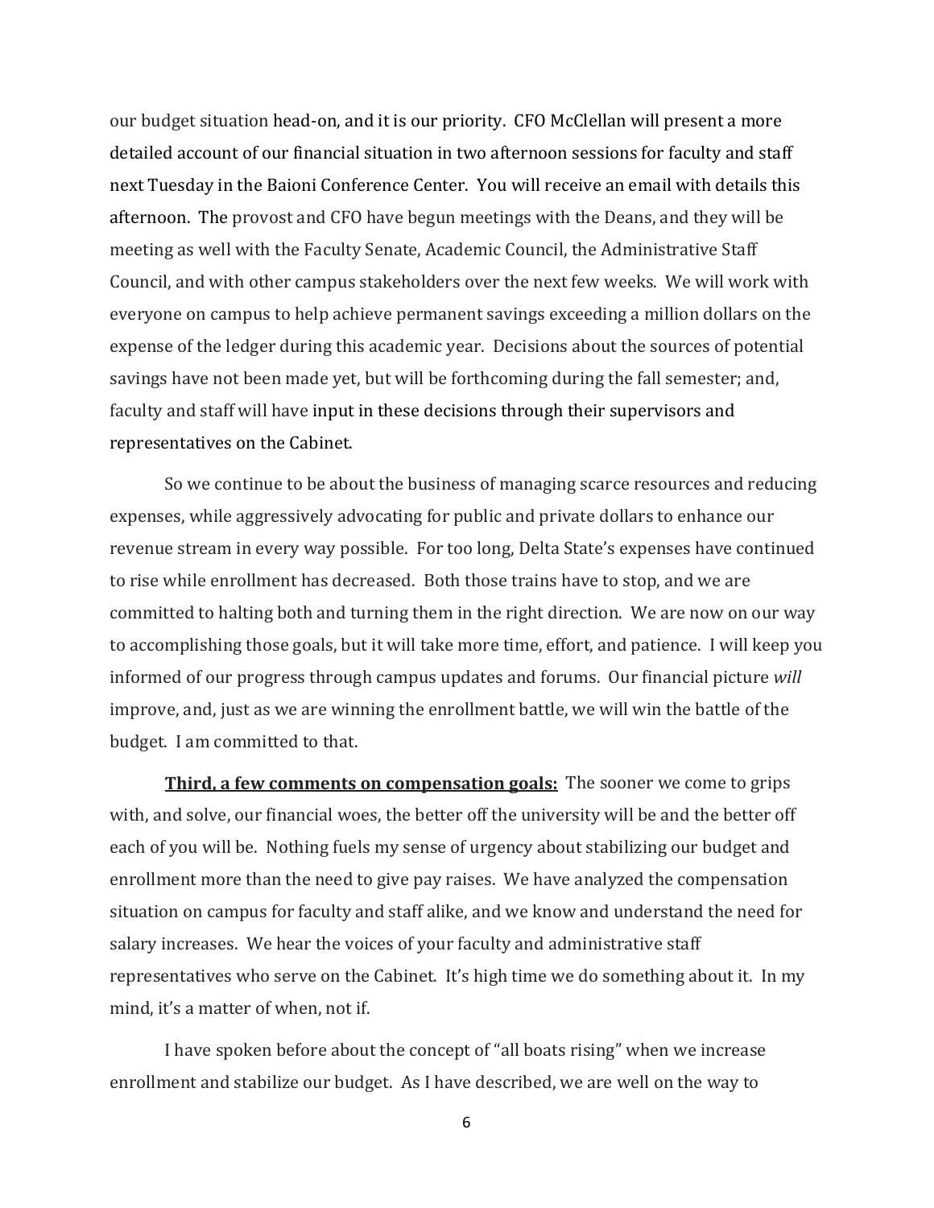our budget situation head-on, and it is our priority. CFO McClellan will present a more detailed account of our financial situation in two afternoon sessions for faculty and staff next Tuesday in the Baioni Conference Center. You will receive an email with details this afternoon. The provost and CFO have begun meetings with the Deans, and they will be meeting as well with the Faculty Senate, Academic Council, the Administrative Staff Council, and with other campus stakeholders over the next few weeks. We will work with everyone on campus to help achieve permanent savings exceeding a million dollars on the expense of the ledger during this academic year. Decisions about the sources of potential savings have not been made yet, but will be forthcoming during the fall semester; and, faculty and staff will have input in these decisions through their supervisors and representatives on the Cabinet.

So we continue to be about the business of managing scarce resources and reducing expenses, while aggressively advocating for public and private dollars to enhance our revenue stream in every way possible. For too long, Delta State's expenses have continued to rise while enrollment has decreased. Both those trains have to stop, and we are committed to halting both and turning them in the right direction. We are now on our way to accomplishing those goals, but it will take more time, effort, and patience. I will keep you informed of our progress through campus updates and forums. Our financial picture *will* improve, and, just as we are winning the enrollment battle, we will win the battle of the budget. I am committed to that.

**Third, a few comments on compensation goals:** The sooner we come to grips with, and solve, our financial woes, the better off the university will be and the better off each of you will be. Nothing fuels my sense of urgency about stabilizing our budget and enrollment more than the need to give pay raises. We have analyzed the compensation situation on campus for faculty and staff alike, and we know and understand the need for salary increases. We hear the voices of your faculty and administrative staff representatives who serve on the Cabinet. It's high time we do something about it. In my mind, it's a matter of when, not if.

I have spoken before about the concept of "all boats rising" when we increase enrollment and stabilize our budget. As I have described, we are well on the way to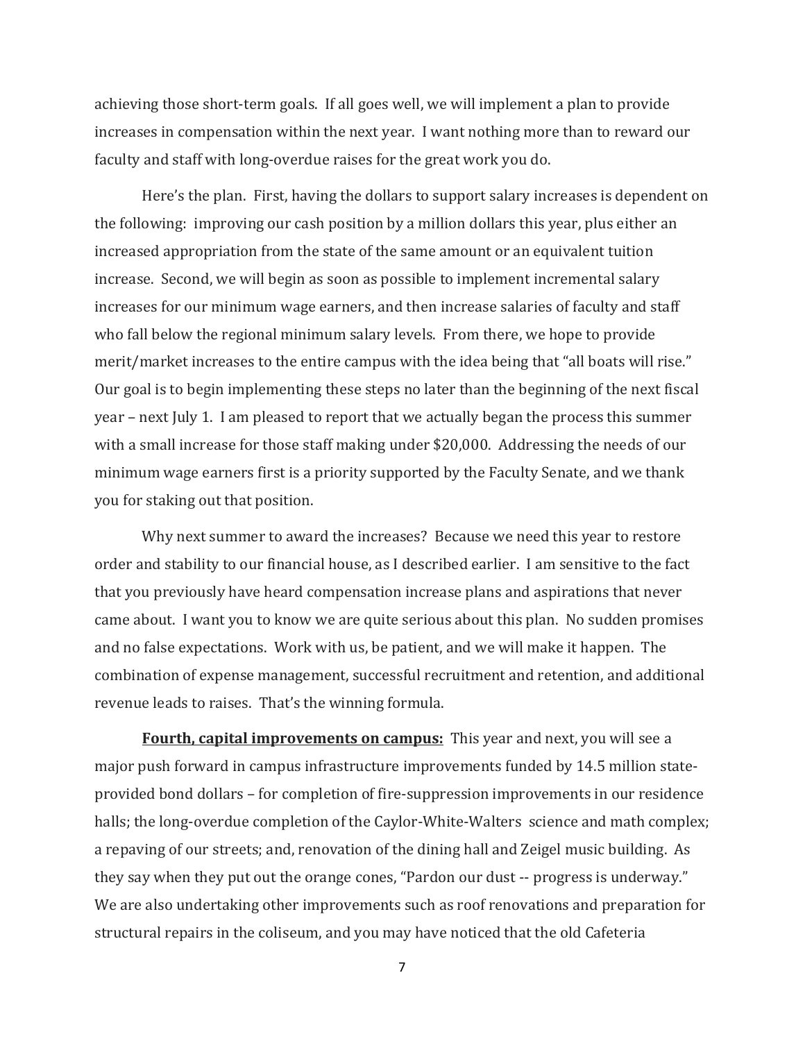achieving those short-term goals. If all goes well, we will implement a plan to provide increases in compensation within the next year. I want nothing more than to reward our faculty and staff with long-overdue raises for the great work you do.

Here's the plan. First, having the dollars to support salary increases is dependent on the following: improving our cash position by a million dollars this year, plus either an increased appropriation from the state of the same amount or an equivalent tuition increase. Second, we will begin as soon as possible to implement incremental salary increases for our minimum wage earners, and then increase salaries of faculty and staff who fall below the regional minimum salary levels. From there, we hope to provide merit/market increases to the entire campus with the idea being that "all boats will rise." Our goal is to begin implementing these steps no later than the beginning of the next fiscal year – next July 1. I am pleased to report that we actually began the process this summer with a small increase for those staff making under $20,000. Addressing the needs of our minimum wage earners first is a priority supported by the Faculty Senate, and we thank you for staking out that position.

Why next summer to award the increases? Because we need this year to restore order and stability to our financial house, as I described earlier. I am sensitive to the fact that you previously have heard compensation increase plans and aspirations that never came about. I want you to know we are quite serious about this plan. No sudden promises and no false expectations. Work with us, be patient, and we will make it happen. The combination of expense management, successful recruitment and retention, and additional revenue leads to raises. That's the winning formula.

**Fourth, capital improvements on campus:** This year and next, you will see a major push forward in campus infrastructure improvements funded by 14.5 million state-provided bond dollars – for completion of fire-suppression improvements in our residence halls; the long-overdue completion of the Caylor-White-Walters science and math complex; a repaving of our streets; and, renovation of the dining hall and Zeigel music building. As they say when they put out the orange cones, "Pardon our dust -- progress is underway." We are also undertaking other improvements such as roof renovations and preparation for structural repairs in the coliseum, and you may have noticed that the old Cafeteria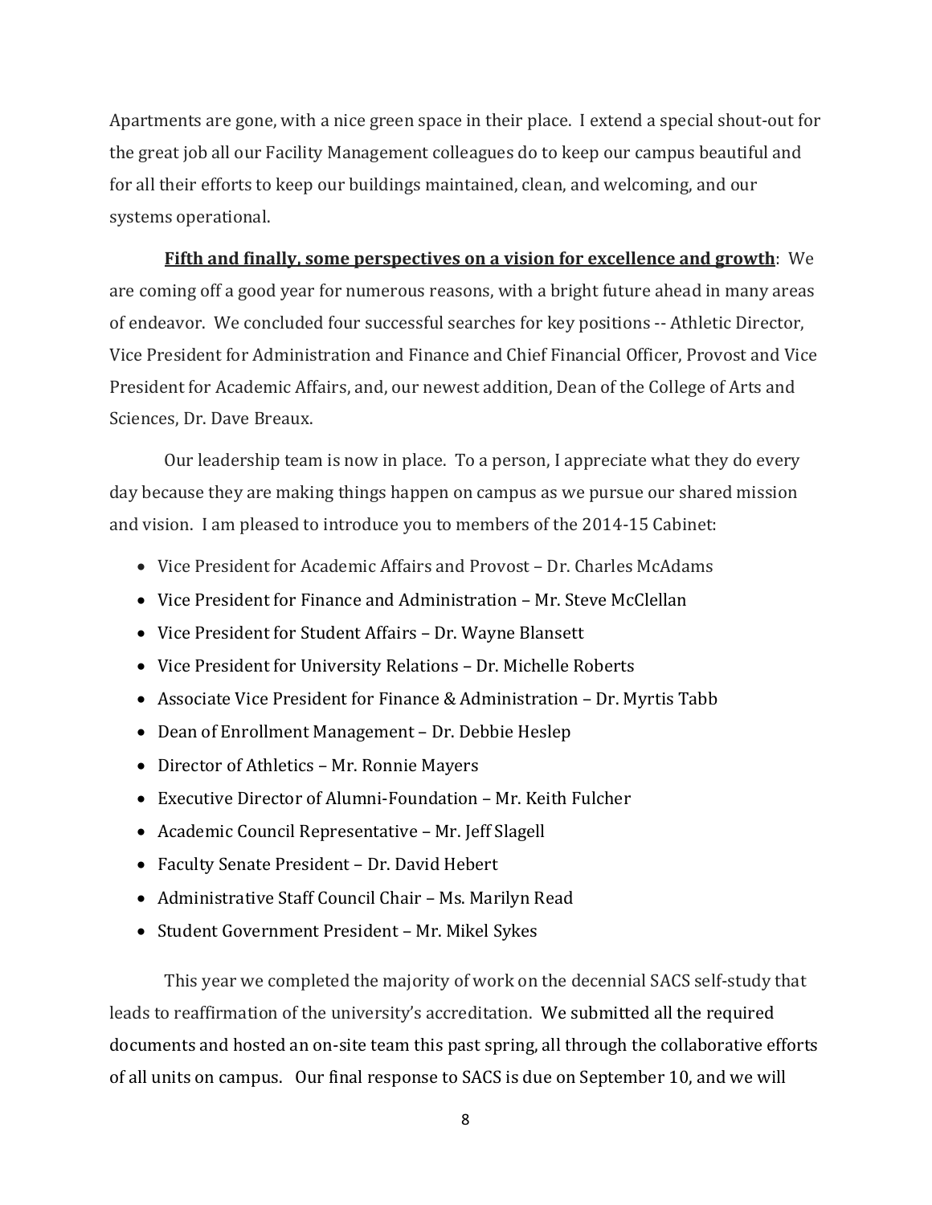Apartments are gone, with a nice green space in their place. I extend a special shout-out for the great job all our Facility Management colleagues do to keep our campus beautiful and for all their efforts to keep our buildings maintained, clean, and welcoming, and our systems operational.

**<u>Fifth and finally, some perspectives on a vision for excellence and growth</u>**: We are coming off a good year for numerous reasons, with a bright future ahead in many areas of endeavor. We concluded four successful searches for key positions -- Athletic Director, Vice President for Administration and Finance and Chief Financial Officer, Provost and Vice President for Academic Affairs, and, our newest addition, Dean of the College of Arts and Sciences, Dr. Dave Breaux.

Our leadership team is now in place. To a person, I appreciate what they do every day because they are making things happen on campus as we pursue our shared mission and vision. I am pleased to introduce you to members of the 2014-15 Cabinet:

- Vice President for Academic Affairs and Provost – Dr. Charles McAdams
- Vice President for Finance and Administration – Mr. Steve McClellan
- Vice President for Student Affairs – Dr. Wayne Blansett
- Vice President for University Relations – Dr. Michelle Roberts
- Associate Vice President for Finance & Administration – Dr. Myrtis Tabb
- Dean of Enrollment Management – Dr. Debbie Heslep
- Director of Athletics – Mr. Ronnie Mayers
- Executive Director of Alumni-Foundation – Mr. Keith Fulcher
- Academic Council Representative – Mr. Jeff Slagell
- Faculty Senate President – Dr. David Hebert
- Administrative Staff Council Chair – Ms. Marilyn Read
- Student Government President – Mr. Mikel Sykes

This year we completed the majority of work on the decennial SACS self-study that leads to reaffirmation of the university's accreditation. We submitted all the required documents and hosted an on-site team this past spring, all through the collaborative efforts of all units on campus. Our final response to SACS is due on September 10, and we will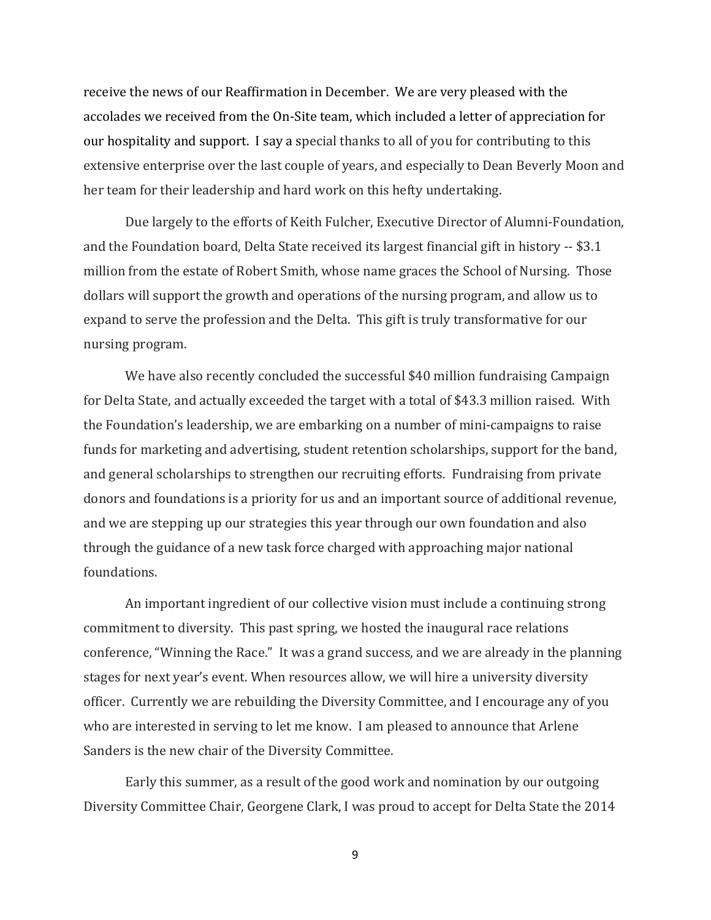receive the news of our Reaffirmation in December. We are very pleased with the accolades we received from the On-Site team, which included a letter of appreciation for our hospitality and support. I say a special thanks to all of you for contributing to this extensive enterprise over the last couple of years, and especially to Dean Beverly Moon and her team for their leadership and hard work on this hefty undertaking.

Due largely to the efforts of Keith Fulcher, Executive Director of Alumni-Foundation, and the Foundation board, Delta State received its largest financial gift in history -- $3.1 million from the estate of Robert Smith, whose name graces the School of Nursing. Those dollars will support the growth and operations of the nursing program, and allow us to expand to serve the profession and the Delta. This gift is truly transformative for our nursing program.

We have also recently concluded the successful $40 million fundraising Campaign for Delta State, and actually exceeded the target with a total of $43.3 million raised. With the Foundation's leadership, we are embarking on a number of mini-campaigns to raise funds for marketing and advertising, student retention scholarships, support for the band, and general scholarships to strengthen our recruiting efforts. Fundraising from private donors and foundations is a priority for us and an important source of additional revenue, and we are stepping up our strategies this year through our own foundation and also through the guidance of a new task force charged with approaching major national foundations.

An important ingredient of our collective vision must include a continuing strong commitment to diversity. This past spring, we hosted the inaugural race relations conference, "Winning the Race." It was a grand success, and we are already in the planning stages for next year's event. When resources allow, we will hire a university diversity officer. Currently we are rebuilding the Diversity Committee, and I encourage any of you who are interested in serving to let me know. I am pleased to announce that Arlene Sanders is the new chair of the Diversity Committee.

Early this summer, as a result of the good work and nomination by our outgoing Diversity Committee Chair, Georgene Clark, I was proud to accept for Delta State the 2014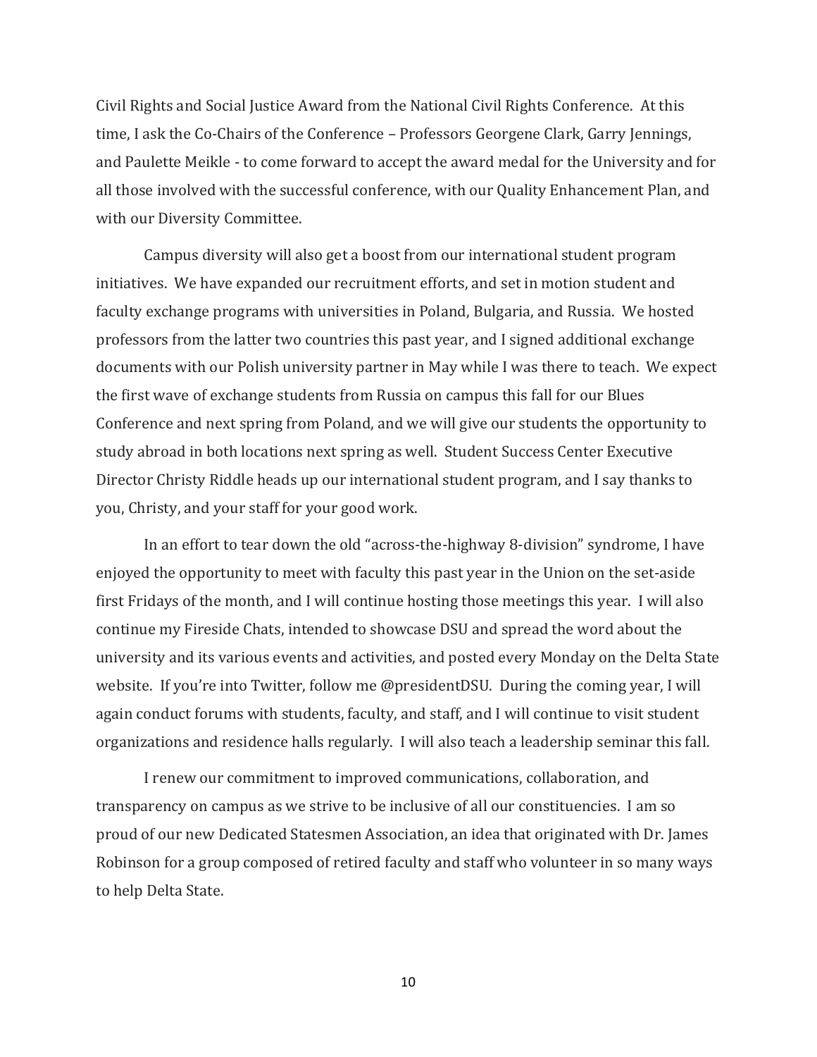Civil Rights and Social Justice Award from the National Civil Rights Conference. At this time, I ask the Co-Chairs of the Conference – Professors Georgene Clark, Garry Jennings, and Paulette Meikle - to come forward to accept the award medal for the University and for all those involved with the successful conference, with our Quality Enhancement Plan, and with our Diversity Committee.

Campus diversity will also get a boost from our international student program initiatives. We have expanded our recruitment efforts, and set in motion student and faculty exchange programs with universities in Poland, Bulgaria, and Russia. We hosted professors from the latter two countries this past year, and I signed additional exchange documents with our Polish university partner in May while I was there to teach. We expect the first wave of exchange students from Russia on campus this fall for our Blues Conference and next spring from Poland, and we will give our students the opportunity to study abroad in both locations next spring as well. Student Success Center Executive Director Christy Riddle heads up our international student program, and I say thanks to you, Christy, and your staff for your good work.

In an effort to tear down the old "across-the-highway 8-division" syndrome, I have enjoyed the opportunity to meet with faculty this past year in the Union on the set-aside first Fridays of the month, and I will continue hosting those meetings this year. I will also continue my Fireside Chats, intended to showcase DSU and spread the word about the university and its various events and activities, and posted every Monday on the Delta State website. If you're into Twitter, follow me @presidentDSU. During the coming year, I will again conduct forums with students, faculty, and staff, and I will continue to visit student organizations and residence halls regularly. I will also teach a leadership seminar this fall.

I renew our commitment to improved communications, collaboration, and transparency on campus as we strive to be inclusive of all our constituencies. I am so proud of our new Dedicated Statesmen Association, an idea that originated with Dr. James Robinson for a group composed of retired faculty and staff who volunteer in so many ways to help Delta State.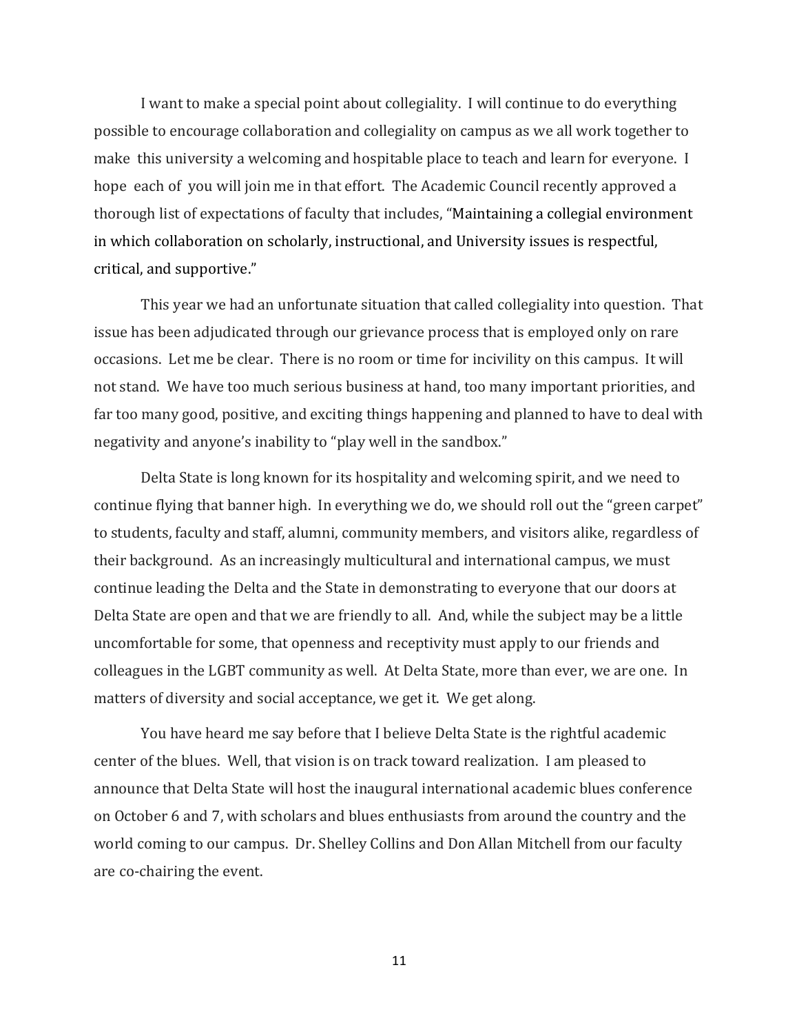I want to make a special point about collegiality. I will continue to do everything possible to encourage collaboration and collegiality on campus as we all work together to make this university a welcoming and hospitable place to teach and learn for everyone. I hope each of you will join me in that effort. The Academic Council recently approved a thorough list of expectations of faculty that includes, "Maintaining a collegial environment in which collaboration on scholarly, instructional, and University issues is respectful, critical, and supportive."

This year we had an unfortunate situation that called collegiality into question. That issue has been adjudicated through our grievance process that is employed only on rare occasions. Let me be clear. There is no room or time for incivility on this campus. It will not stand. We have too much serious business at hand, too many important priorities, and far too many good, positive, and exciting things happening and planned to have to deal with negativity and anyone's inability to "play well in the sandbox."

Delta State is long known for its hospitality and welcoming spirit, and we need to continue flying that banner high. In everything we do, we should roll out the "green carpet" to students, faculty and staff, alumni, community members, and visitors alike, regardless of their background. As an increasingly multicultural and international campus, we must continue leading the Delta and the State in demonstrating to everyone that our doors at Delta State are open and that we are friendly to all. And, while the subject may be a little uncomfortable for some, that openness and receptivity must apply to our friends and colleagues in the LGBT community as well. At Delta State, more than ever, we are one. In matters of diversity and social acceptance, we get it. We get along.

You have heard me say before that I believe Delta State is the rightful academic center of the blues. Well, that vision is on track toward realization. I am pleased to announce that Delta State will host the inaugural international academic blues conference on October 6 and 7, with scholars and blues enthusiasts from around the country and the world coming to our campus. Dr. Shelley Collins and Don Allan Mitchell from our faculty are co-chairing the event.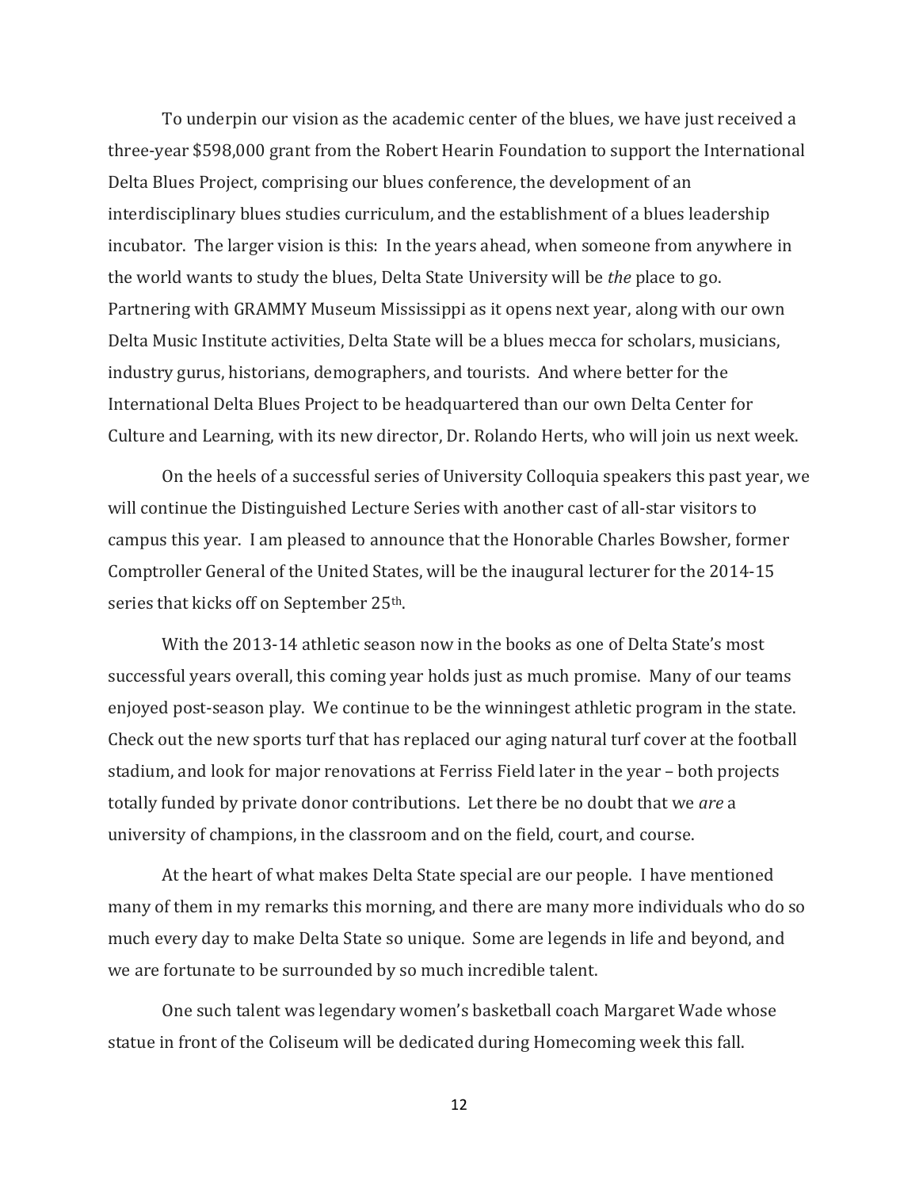To underpin our vision as the academic center of the blues, we have just received a three-year $598,000 grant from the Robert Hearin Foundation to support the International Delta Blues Project, comprising our blues conference, the development of an interdisciplinary blues studies curriculum, and the establishment of a blues leadership incubator. The larger vision is this: In the years ahead, when someone from anywhere in the world wants to study the blues, Delta State University will be *the* place to go. Partnering with GRAMMY Museum Mississippi as it opens next year, along with our own Delta Music Institute activities, Delta State will be a blues mecca for scholars, musicians, industry gurus, historians, demographers, and tourists. And where better for the International Delta Blues Project to be headquartered than our own Delta Center for Culture and Learning, with its new director, Dr. Rolando Herts, who will join us next week.

On the heels of a successful series of University Colloquia speakers this past year, we will continue the Distinguished Lecture Series with another cast of all-star visitors to campus this year. I am pleased to announce that the Honorable Charles Bowsher, former Comptroller General of the United States, will be the inaugural lecturer for the 2014-15 series that kicks off on September 25th.

With the 2013-14 athletic season now in the books as one of Delta State's most successful years overall, this coming year holds just as much promise. Many of our teams enjoyed post-season play. We continue to be the winningest athletic program in the state. Check out the new sports turf that has replaced our aging natural turf cover at the football stadium, and look for major renovations at Ferriss Field later in the year – both projects totally funded by private donor contributions. Let there be no doubt that we *are* a university of champions, in the classroom and on the field, court, and course.

At the heart of what makes Delta State special are our people. I have mentioned many of them in my remarks this morning, and there are many more individuals who do so much every day to make Delta State so unique. Some are legends in life and beyond, and we are fortunate to be surrounded by so much incredible talent.

One such talent was legendary women's basketball coach Margaret Wade whose statue in front of the Coliseum will be dedicated during Homecoming week this fall.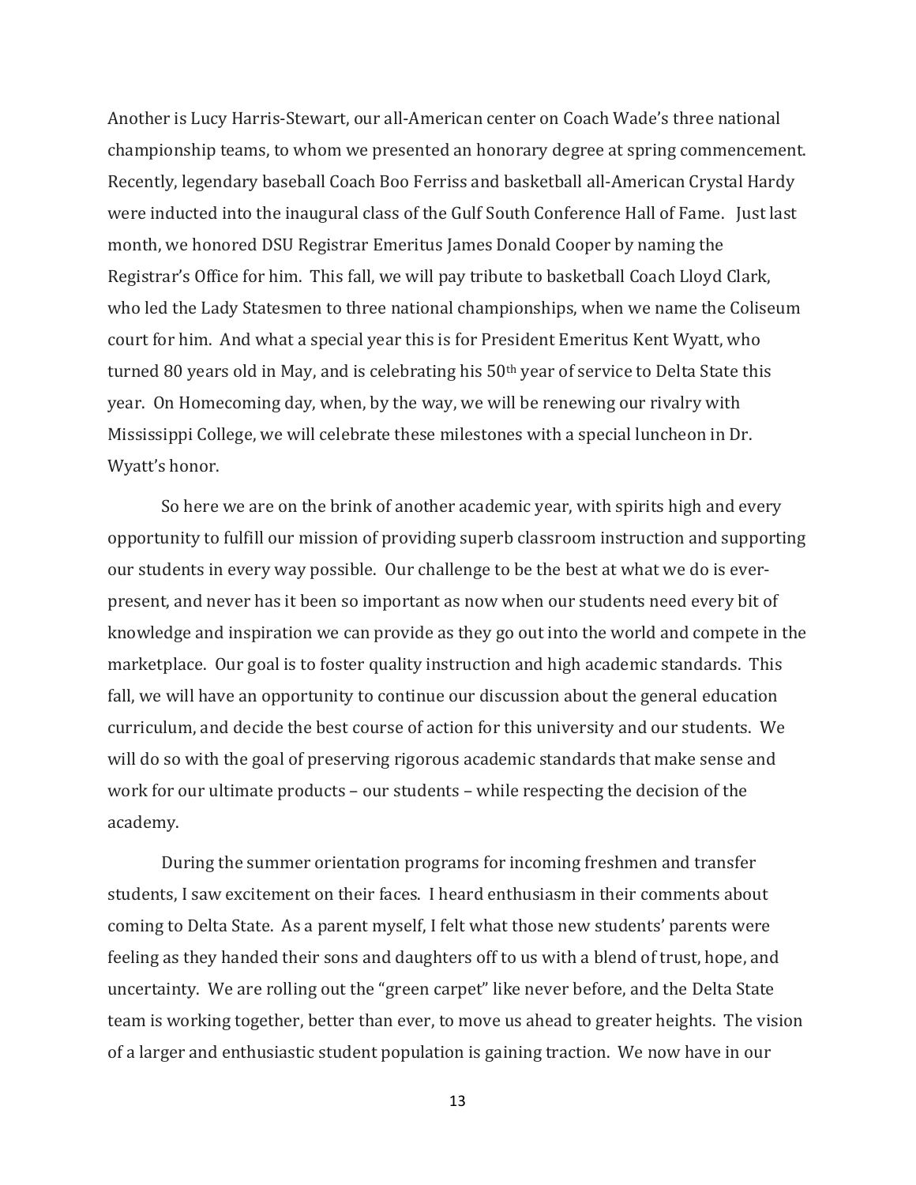Another is Lucy Harris-Stewart, our all-American center on Coach Wade's three national championship teams, to whom we presented an honorary degree at spring commencement. Recently, legendary baseball Coach Boo Ferriss and basketball all-American Crystal Hardy were inducted into the inaugural class of the Gulf South Conference Hall of Fame. Just last month, we honored DSU Registrar Emeritus James Donald Cooper by naming the Registrar's Office for him. This fall, we will pay tribute to basketball Coach Lloyd Clark, who led the Lady Statesmen to three national championships, when we name the Coliseum court for him. And what a special year this is for President Emeritus Kent Wyatt, who turned 80 years old in May, and is celebrating his 50th year of service to Delta State this year. On Homecoming day, when, by the way, we will be renewing our rivalry with Mississippi College, we will celebrate these milestones with a special luncheon in Dr. Wyatt's honor.

So here we are on the brink of another academic year, with spirits high and every opportunity to fulfill our mission of providing superb classroom instruction and supporting our students in every way possible. Our challenge to be the best at what we do is ever-present, and never has it been so important as now when our students need every bit of knowledge and inspiration we can provide as they go out into the world and compete in the marketplace. Our goal is to foster quality instruction and high academic standards. This fall, we will have an opportunity to continue our discussion about the general education curriculum, and decide the best course of action for this university and our students. We will do so with the goal of preserving rigorous academic standards that make sense and work for our ultimate products – our students – while respecting the decision of the academy.

During the summer orientation programs for incoming freshmen and transfer students, I saw excitement on their faces. I heard enthusiasm in their comments about coming to Delta State. As a parent myself, I felt what those new students' parents were feeling as they handed their sons and daughters off to us with a blend of trust, hope, and uncertainty. We are rolling out the "green carpet" like never before, and the Delta State team is working together, better than ever, to move us ahead to greater heights. The vision of a larger and enthusiastic student population is gaining traction. We now have in our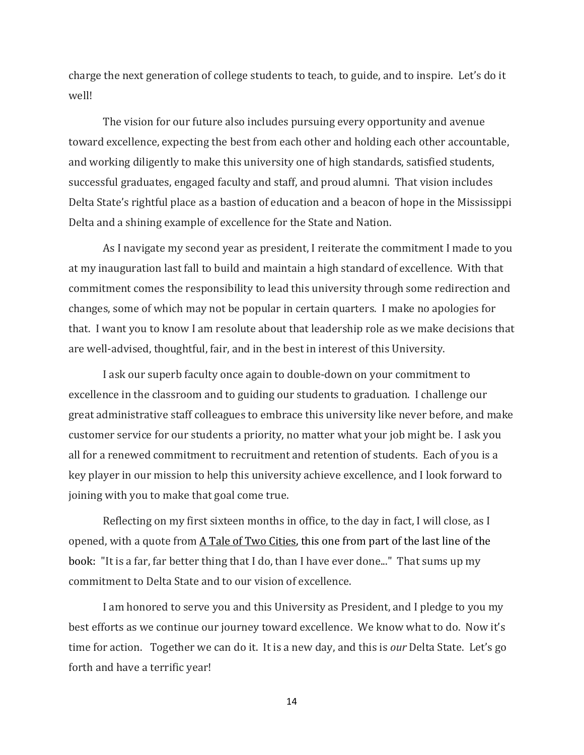charge the next generation of college students to teach, to guide, and to inspire. Let's do it well!

The vision for our future also includes pursuing every opportunity and avenue toward excellence, expecting the best from each other and holding each other accountable, and working diligently to make this university one of high standards, satisfied students, successful graduates, engaged faculty and staff, and proud alumni. That vision includes Delta State's rightful place as a bastion of education and a beacon of hope in the Mississippi Delta and a shining example of excellence for the State and Nation.

As I navigate my second year as president, I reiterate the commitment I made to you at my inauguration last fall to build and maintain a high standard of excellence. With that commitment comes the responsibility to lead this university through some redirection and changes, some of which may not be popular in certain quarters. I make no apologies for that. I want you to know I am resolute about that leadership role as we make decisions that are well-advised, thoughtful, fair, and in the best in interest of this University.

I ask our superb faculty once again to double-down on your commitment to excellence in the classroom and to guiding our students to graduation. I challenge our great administrative staff colleagues to embrace this university like never before, and make customer service for our students a priority, no matter what your job might be. I ask you all for a renewed commitment to recruitment and retention of students. Each of you is a key player in our mission to help this university achieve excellence, and I look forward to joining with you to make that goal come true.

Reflecting on my first sixteen months in office, to the day in fact, I will close, as I opened, with a quote from A Tale of Two Cities, this one from part of the last line of the book: "It is a far, far better thing that I do, than I have ever done..." That sums up my commitment to Delta State and to our vision of excellence.

I am honored to serve you and this University as President, and I pledge to you my best efforts as we continue our journey toward excellence. We know what to do. Now it's time for action. Together we can do it. It is a new day, and this is *our* Delta State. Let's go forth and have a terrific year!